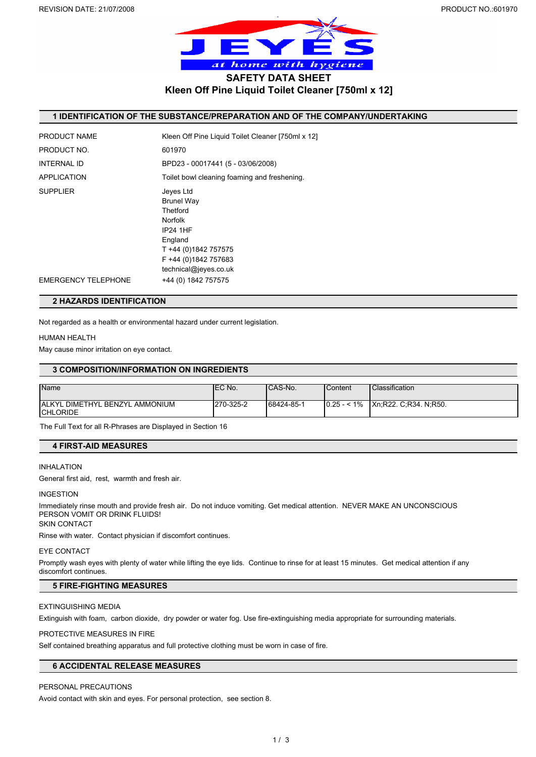# SAFETY DATA SHEET

## Kleen Off Pine Liquid Toilet Cleaner [750ml x 12]

## 1 IDENTIFICATION OF THE SUBSTANCE/PREPARATION AND OF THE COMPANY/UNDERTAKING

| | |
|---|---|
| PRODUCT NAME | Kleen Off Pine Liquid Toilet Cleaner [750ml x 12] |
| PRODUCT NO. | 601970 |
| INTERNAL ID | BPD23 - 00017441 (5 - 03/06/2008) |
| APPLICATION | Toilet bowl cleaning foaming and freshening. |
| SUPPLIER | Jeyes Ltd<br>Brunel Way<br>Thetford<br>Norfolk<br>IP24 1HF<br>England<br>T +44 (0)1842 757575<br>F +44 (0)1842 757683<br>technical@jeyes.co.uk |
| EMERGENCY TELEPHONE | +44 (0) 1842 757575 |

## 2 HAZARDS IDENTIFICATION

Not regarded as a health or environmental hazard under current legislation.

HUMAN HEALTH

May cause minor irritation on eye contact.

## 3 COMPOSITION/INFORMATION ON INGREDIENTS

| Name | EC No. | CAS-No. | Content | Classification |
|---|---|---|---|---|
| ALKYL DIMETHYL BENZYL AMMONIUM CHLORIDE | 270-325-2 | 68424-85-1 | 0.25 - < 1% | Xn;R22. C;R34. N;R50. |

The Full Text for all R-Phrases are Displayed in Section 16

## 4 FIRST-AID MEASURES

INHALATION

General first aid, rest, warmth and fresh air.

INGESTION

Immediately rinse mouth and provide fresh air. Do not induce vomiting. Get medical attention. NEVER MAKE AN UNCONSCIOUS PERSON VOMIT OR DRINK FLUIDS!

SKIN CONTACT

Rinse with water. Contact physician if discomfort continues.

EYE CONTACT

Promptly wash eyes with plenty of water while lifting the eye lids. Continue to rinse for at least 15 minutes. Get medical attention if any discomfort continues.

## 5 FIRE-FIGHTING MEASURES

EXTINGUISHING MEDIA

Extinguish with foam, carbon dioxide, dry powder or water fog. Use fire-extinguishing media appropriate for surrounding materials.

PROTECTIVE MEASURES IN FIRE

Self contained breathing apparatus and full protective clothing must be worn in case of fire.

## 6 ACCIDENTAL RELEASE MEASURES

PERSONAL PRECAUTIONS

Avoid contact with skin and eyes. For personal protection, see section 8.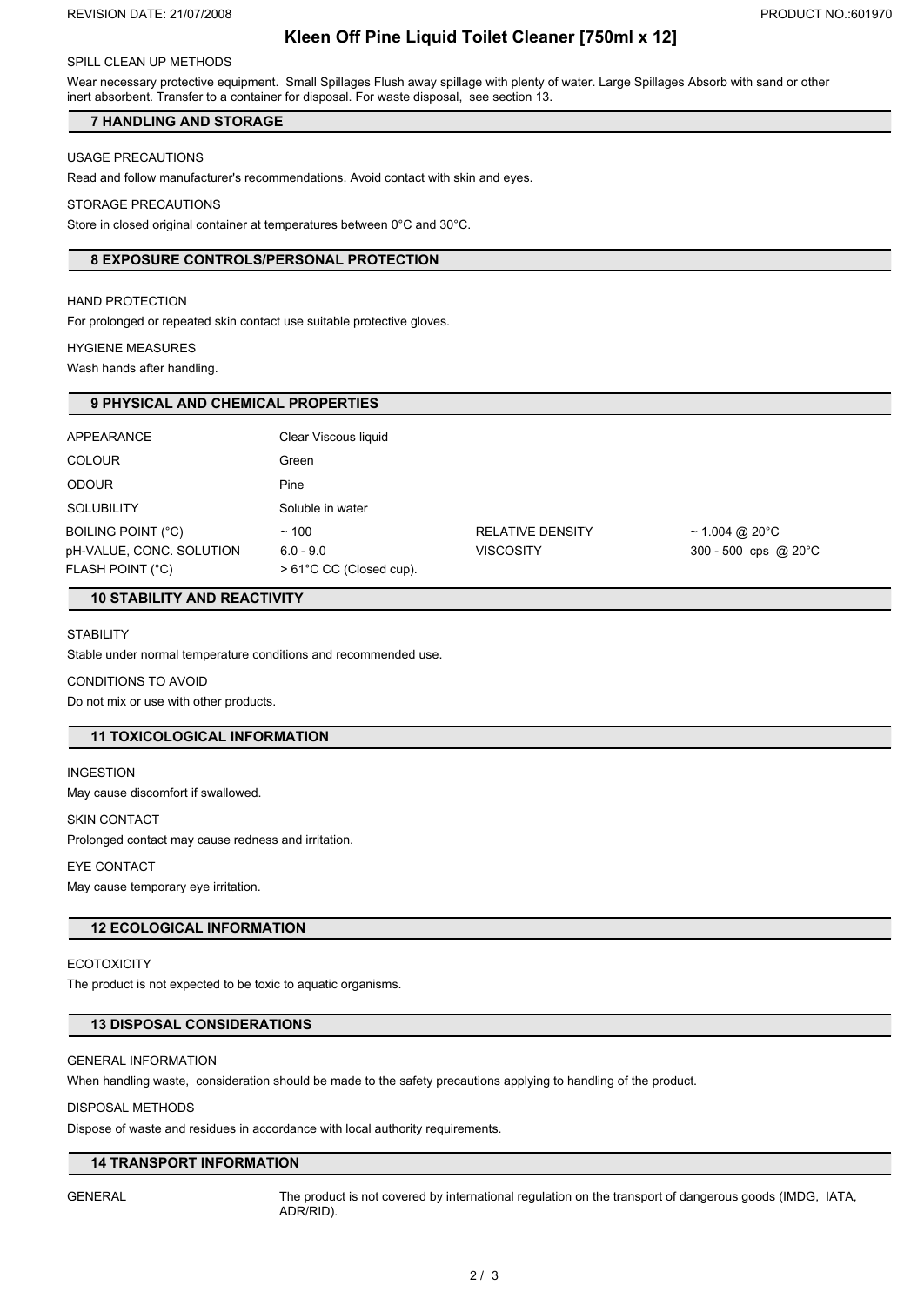SPILL CLEAN UP METHODS

Wear necessary protective equipment. Small Spillages Flush away spillage with plenty of water. Large Spillages Absorb with sand or other inert absorbent. Transfer to a container for disposal. For waste disposal, see section 13.

## 7 HANDLING AND STORAGE

USAGE PRECAUTIONS

Read and follow manufacturer's recommendations. Avoid contact with skin and eyes.

STORAGE PRECAUTIONS

Store in closed original container at temperatures between 0°C and 30°C.

## 8 EXPOSURE CONTROLS/PERSONAL PROTECTION

HAND PROTECTION

For prolonged or repeated skin contact use suitable protective gloves.

HYGIENE MEASURES

Wash hands after handling.

## 9 PHYSICAL AND CHEMICAL PROPERTIES

| | | | |
|---|---|---|---|
| APPEARANCE | Clear Viscous liquid | | |
| COLOUR | Green | | |
| ODOUR | Pine | | |
| SOLUBILITY | Soluble in water | | |
| BOILING POINT (°C) | ~ 100 | RELATIVE DENSITY | ~ 1.004 @ 20°C |
| pH-VALUE, CONC. SOLUTION | 6.0 - 9.0 | VISCOSITY | 300 - 500 cps @ 20°C |
| FLASH POINT (°C) | > 61°C CC (Closed cup). | | |

## 10 STABILITY AND REACTIVITY

STABILITY

Stable under normal temperature conditions and recommended use.

CONDITIONS TO AVOID

Do not mix or use with other products.

## 11 TOXICOLOGICAL INFORMATION

INGESTION

May cause discomfort if swallowed.

SKIN CONTACT

Prolonged contact may cause redness and irritation.

EYE CONTACT

May cause temporary eye irritation.

## 12 ECOLOGICAL INFORMATION

ECOTOXICITY

The product is not expected to be toxic to aquatic organisms.

## 13 DISPOSAL CONSIDERATIONS

GENERAL INFORMATION

When handling waste, consideration should be made to the safety precautions applying to handling of the product.

DISPOSAL METHODS

Dispose of waste and residues in accordance with local authority requirements.

## 14 TRANSPORT INFORMATION

GENERAL: The product is not covered by international regulation on the transport of dangerous goods (IMDG, IATA, ADR/RID).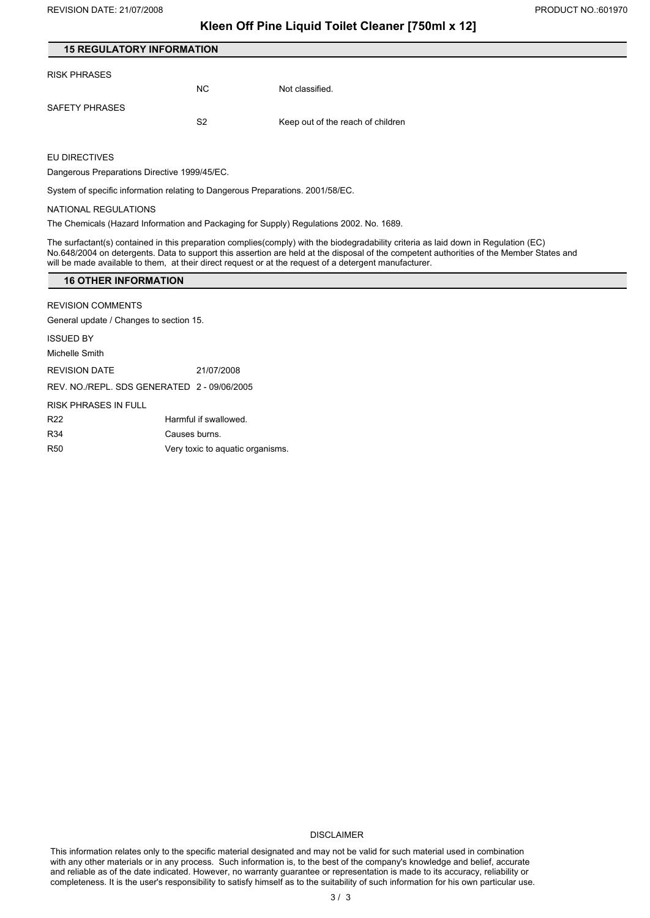## 15 REGULATORY INFORMATION

RISK PHRASES

| | |
|---|---|
| NC | Not classified. |

SAFETY PHRASES

| | |
|---|---|
| S2 | Keep out of the reach of children |

EU DIRECTIVES

Dangerous Preparations Directive 1999/45/EC.

System of specific information relating to Dangerous Preparations. 2001/58/EC.

NATIONAL REGULATIONS

The Chemicals (Hazard Information and Packaging for Supply) Regulations 2002. No. 1689.

The surfactant(s) contained in this preparation complies(comply) with the biodegradability criteria as laid down in Regulation (EC) No.648/2004 on detergents. Data to support this assertion are held at the disposal of the competent authorities of the Member States and will be made available to them, at their direct request or at the request of a detergent manufacturer.

## 16 OTHER INFORMATION

REVISION COMMENTS

General update / Changes to section 15.

ISSUED BY

Michelle Smith

REVISION DATE 21/07/2008

REV. NO./REPL. SDS GENERATED 2 - 09/06/2005

RISK PHRASES IN FULL

| | |
|---|---|
| R22 | Harmful if swallowed. |
| R34 | Causes burns. |
| R50 | Very toxic to aquatic organisms. |

DISCLAIMER

This information relates only to the specific material designated and may not be valid for such material used in combination with any other materials or in any process. Such information is, to the best of the company's knowledge and belief, accurate and reliable as of the date indicated. However, no warranty guarantee or representation is made to its accuracy, reliability or completeness. It is the user's responsibility to satisfy himself as to the suitability of such information for his own particular use.